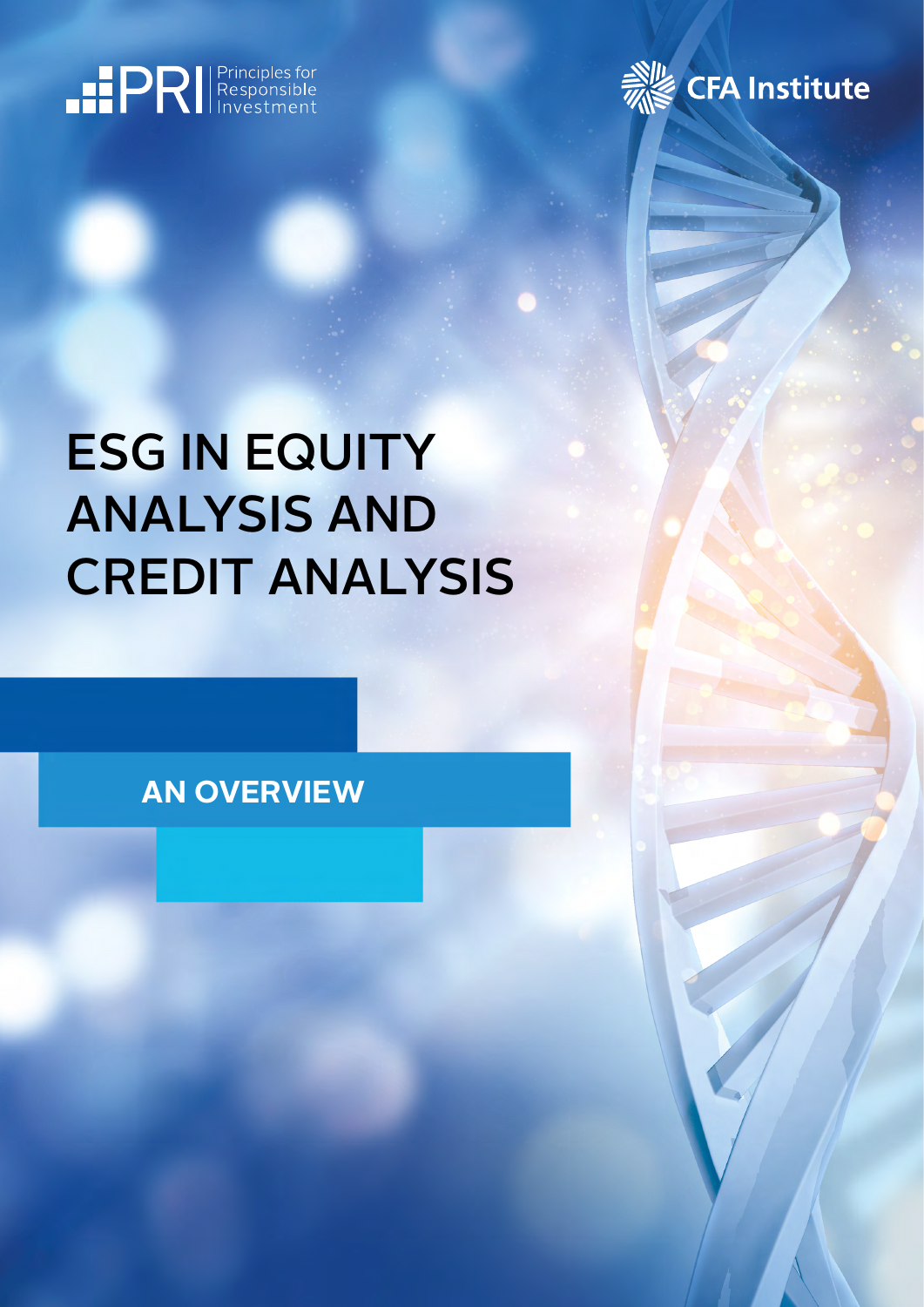PRI Principles for Responsible Investment

CFA Institute

# ESG IN EQUITY ANALYSIS AND CREDIT ANALYSIS

## AN OVERVIEW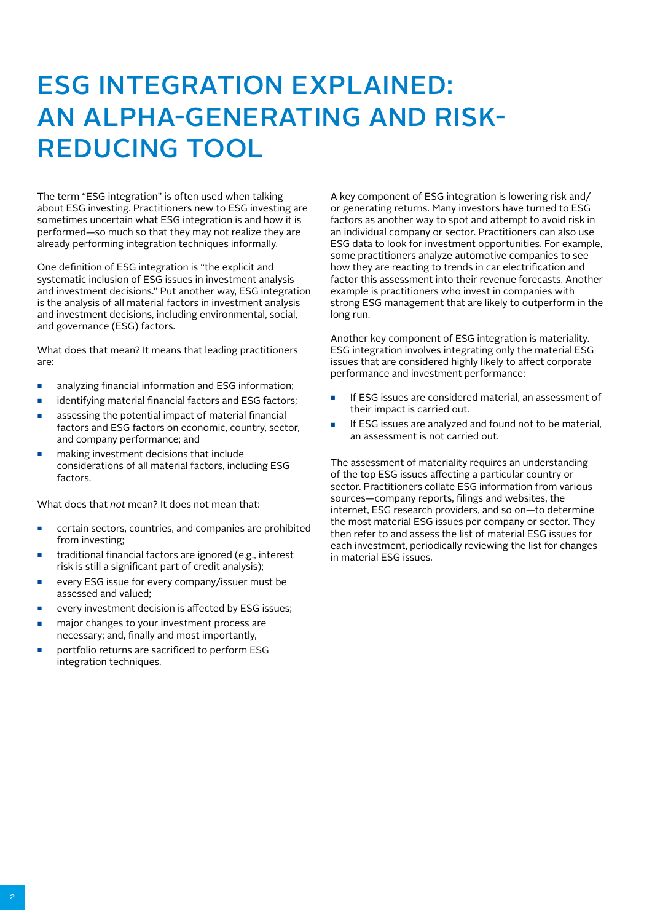# ESG INTEGRATION EXPLAINED: AN ALPHA-GENERATING AND RISK-REDUCING TOOL

The term "ESG integration" is often used when talking about ESG investing. Practitioners new to ESG investing are sometimes uncertain what ESG integration is and how it is performed—so much so that they may not realize they are already performing integration techniques informally.

One definition of ESG integration is "the explicit and systematic inclusion of ESG issues in investment analysis and investment decisions." Put another way, ESG integration is the analysis of all material factors in investment analysis and investment decisions, including environmental, social, and governance (ESG) factors.

What does that mean? It means that leading practitioners are:

- analyzing financial information and ESG information;
- identifying material financial factors and ESG factors;
- assessing the potential impact of material financial factors and ESG factors on economic, country, sector, and company performance; and
- making investment decisions that include considerations of all material factors, including ESG factors.

What does that *not* mean? It does not mean that:

- certain sectors, countries, and companies are prohibited from investing;
- traditional financial factors are ignored (e.g., interest risk is still a significant part of credit analysis);
- every ESG issue for every company/issuer must be assessed and valued;
- every investment decision is affected by ESG issues;
- major changes to your investment process are necessary; and, finally and most importantly,
- portfolio returns are sacrificed to perform ESG integration techniques.

A key component of ESG integration is lowering risk and/or generating returns. Many investors have turned to ESG factors as another way to spot and attempt to avoid risk in an individual company or sector. Practitioners can also use ESG data to look for investment opportunities. For example, some practitioners analyze automotive companies to see how they are reacting to trends in car electrification and factor this assessment into their revenue forecasts. Another example is practitioners who invest in companies with strong ESG management that are likely to outperform in the long run.

Another key component of ESG integration is materiality. ESG integration involves integrating only the material ESG issues that are considered highly likely to affect corporate performance and investment performance:

- If ESG issues are considered material, an assessment of their impact is carried out.
- If ESG issues are analyzed and found not to be material, an assessment is not carried out.

The assessment of materiality requires an understanding of the top ESG issues affecting a particular country or sector. Practitioners collate ESG information from various sources—company reports, filings and websites, the internet, ESG research providers, and so on—to determine the most material ESG issues per company or sector. They then refer to and assess the list of material ESG issues for each investment, periodically reviewing the list for changes in material ESG issues.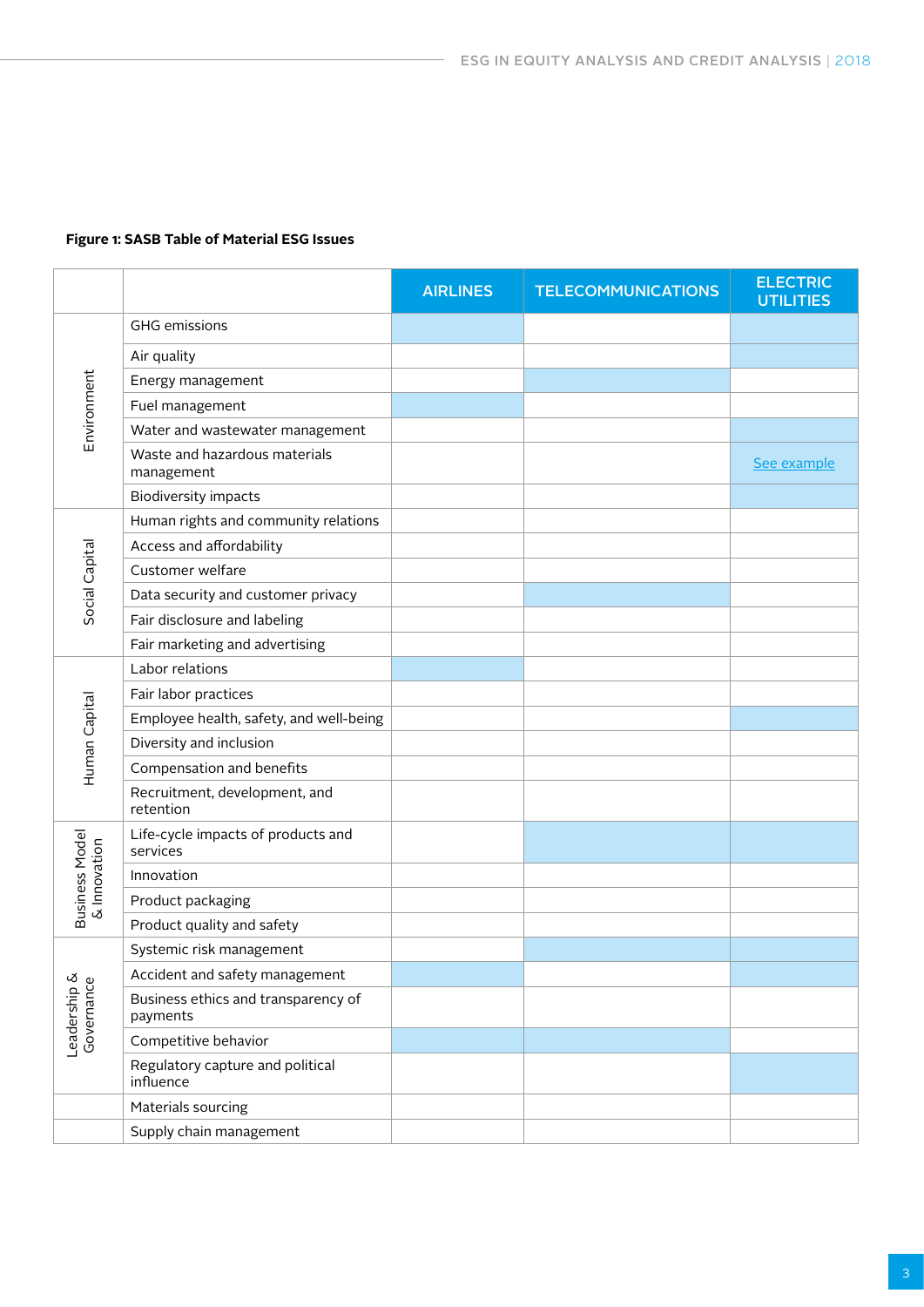**Figure 1: SASB Table of Material ESG Issues**

| | | AIRLINES | TELECOMMUNICATIONS | ELECTRIC UTILITIES |
|---|---|---|---|---|
| Environment | GHG emissions | | | |
| | Air quality | | | |
| | Energy management | | | |
| | Fuel management | | | |
| | Water and wastewater management | | | |
| | Waste and hazardous materials management | | | See example |
| | Biodiversity impacts | | | |
| Social Capital | Human rights and community relations | | | |
| | Access and affordability | | | |
| | Customer welfare | | | |
| | Data security and customer privacy | | | |
| | Fair disclosure and labeling | | | |
| | Fair marketing and advertising | | | |
| Human Capital | Labor relations | | | |
| | Fair labor practices | | | |
| | Employee health, safety, and well-being | | | |
| | Diversity and inclusion | | | |
| | Compensation and benefits | | | |
| | Recruitment, development, and retention | | | |
| Business Model & Innovation | Life-cycle impacts of products and services | | | |
| | Innovation | | | |
| | Product packaging | | | |
| | Product quality and safety | | | |
| Leadership & Governance | Systemic risk management | | | |
| | Accident and safety management | | | |
| | Business ethics and transparency of payments | | | |
| | Competitive behavior | | | |
| | Regulatory capture and political influence | | | |
| | Materials sourcing | | | |
| | Supply chain management | | | |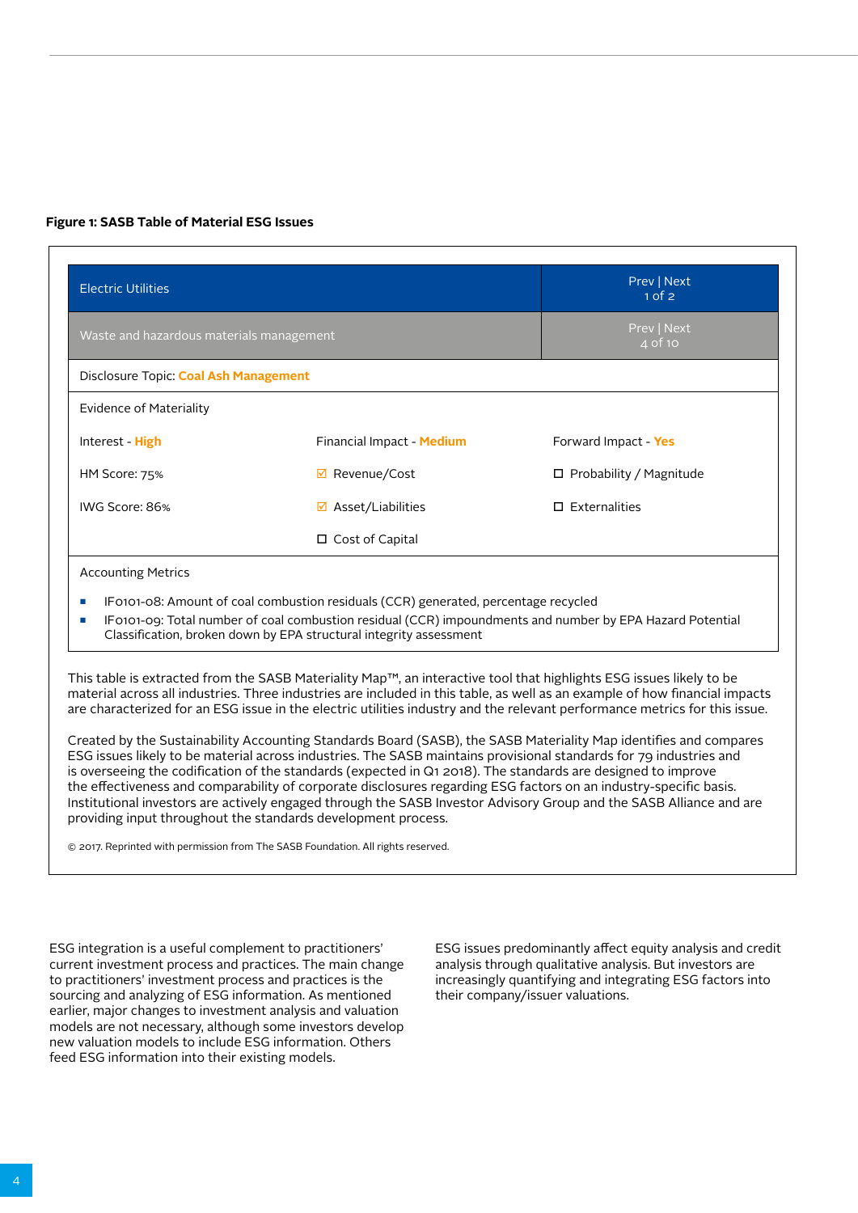**Figure 1: SASB Table of Material ESG Issues**

| Electric Utilities | Prev \| Next 1 of 2 |
|---|---|
| Waste and hazardous materials management | Prev \| Next 4 of 10 |

Disclosure Topic: **Coal Ash Management**

Evidence of Materiality

| Interest - **High** | Financial Impact - **Medium** | Forward Impact - **Yes** |
|---|---|---|
| HM Score: 75% | ☑ Revenue/Cost | ☐ Probability / Magnitude |
| IWG Score: 86% | ☑ Asset/Liabilities | ☐ Externalities |
| | ☐ Cost of Capital | |

Accounting Metrics

- IF0101-08: Amount of coal combustion residuals (CCR) generated, percentage recycled
- IF0101-09: Total number of coal combustion residual (CCR) impoundments and number by EPA Hazard Potential Classification, broken down by EPA structural integrity assessment

This table is extracted from the SASB Materiality Map™, an interactive tool that highlights ESG issues likely to be material across all industries. Three industries are included in this table, as well as an example of how financial impacts are characterized for an ESG issue in the electric utilities industry and the relevant performance metrics for this issue.

Created by the Sustainability Accounting Standards Board (SASB), the SASB Materiality Map identifies and compares ESG issues likely to be material across industries. The SASB maintains provisional standards for 79 industries and is overseeing the codification of the standards (expected in Q1 2018). The standards are designed to improve the effectiveness and comparability of corporate disclosures regarding ESG factors on an industry-specific basis. Institutional investors are actively engaged through the SASB Investor Advisory Group and the SASB Alliance and are providing input throughout the standards development process.

© 2017. Reprinted with permission from The SASB Foundation. All rights reserved.

ESG integration is a useful complement to practitioners' current investment process and practices. The main change to practitioners' investment process and practices is the sourcing and analyzing of ESG information. As mentioned earlier, major changes to investment analysis and valuation models are not necessary, although some investors develop new valuation models to include ESG information. Others feed ESG information into their existing models.

ESG issues predominantly affect equity analysis and credit analysis through qualitative analysis. But investors are increasingly quantifying and integrating ESG factors into their company/issuer valuations.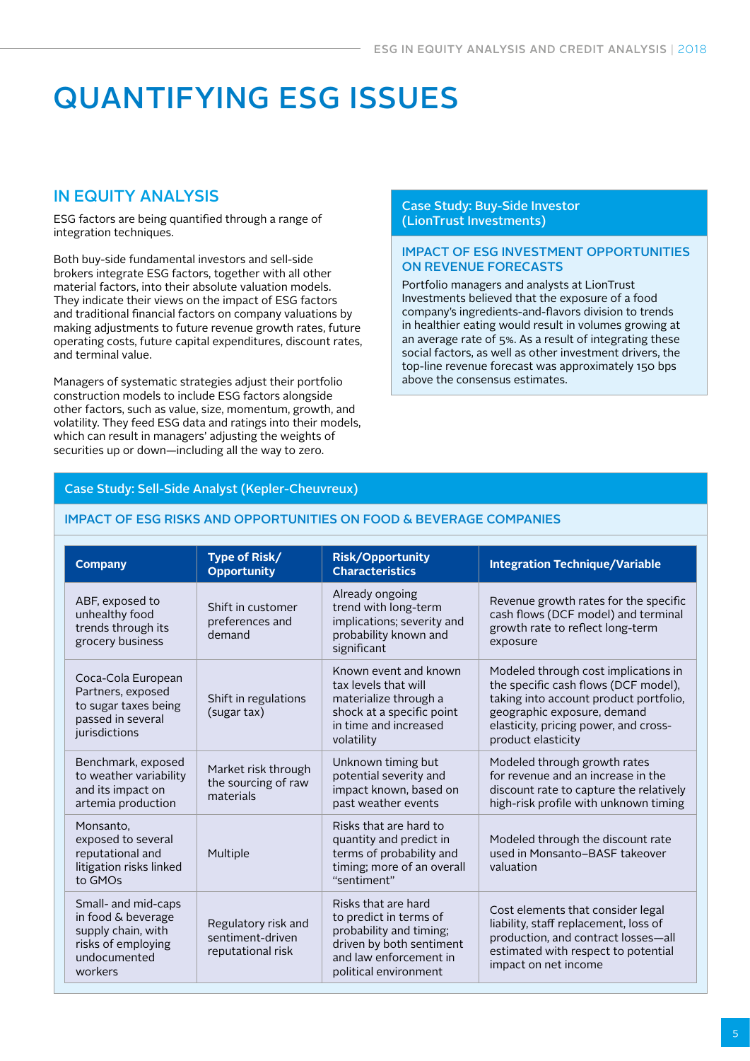# QUANTIFYING ESG ISSUES

## IN EQUITY ANALYSIS

ESG factors are being quantified through a range of integration techniques.

Both buy-side fundamental investors and sell-side brokers integrate ESG factors, together with all other material factors, into their absolute valuation models. They indicate their views on the impact of ESG factors and traditional financial factors on company valuations by making adjustments to future revenue growth rates, future operating costs, future capital expenditures, discount rates, and terminal value.

Managers of systematic strategies adjust their portfolio construction models to include ESG factors alongside other factors, such as value, size, momentum, growth, and volatility. They feed ESG data and ratings into their models, which can result in managers' adjusting the weights of securities up or down—including all the way to zero.

### Case Study: Buy-Side Investor (LionTrust Investments)

#### IMPACT OF ESG INVESTMENT OPPORTUNITIES ON REVENUE FORECASTS

Portfolio managers and analysts at LionTrust Investments believed that the exposure of a food company's ingredients-and-flavors division to trends in healthier eating would result in volumes growing at an average rate of 5%. As a result of integrating these social factors, as well as other investment drivers, the top-line revenue forecast was approximately 150 bps above the consensus estimates.

### Case Study: Sell-Side Analyst (Kepler-Cheuvreux)

#### IMPACT OF ESG RISKS AND OPPORTUNITIES ON FOOD & BEVERAGE COMPANIES

| Company | Type of Risk/ Opportunity | Risk/Opportunity Characteristics | Integration Technique/Variable |
|---|---|---|---|
| ABF, exposed to unhealthy food trends through its grocery business | Shift in customer preferences and demand | Already ongoing trend with long-term implications; severity and probability known and significant | Revenue growth rates for the specific cash flows (DCF model) and terminal growth rate to reflect long-term exposure |
| Coca-Cola European Partners, exposed to sugar taxes being passed in several jurisdictions | Shift in regulations (sugar tax) | Known event and known tax levels that will materialize through a shock at a specific point in time and increased volatility | Modeled through cost implications in the specific cash flows (DCF model), taking into account product portfolio, geographic exposure, demand elasticity, pricing power, and cross-product elasticity |
| Benchmark, exposed to weather variability and its impact on artemia production | Market risk through the sourcing of raw materials | Unknown timing but potential severity and impact known, based on past weather events | Modeled through growth rates for revenue and an increase in the discount rate to capture the relatively high-risk profile with unknown timing |
| Monsanto, exposed to several reputational and litigation risks linked to GMOs | Multiple | Risks that are hard to quantity and predict in terms of probability and timing; more of an overall "sentiment" | Modeled through the discount rate used in Monsanto–BASF takeover valuation |
| Small- and mid-caps in food & beverage supply chain, with risks of employing undocumented workers | Regulatory risk and sentiment-driven reputational risk | Risks that are hard to predict in terms of probability and timing; driven by both sentiment and law enforcement in political environment | Cost elements that consider legal liability, staff replacement, loss of production, and contract losses—all estimated with respect to potential impact on net income |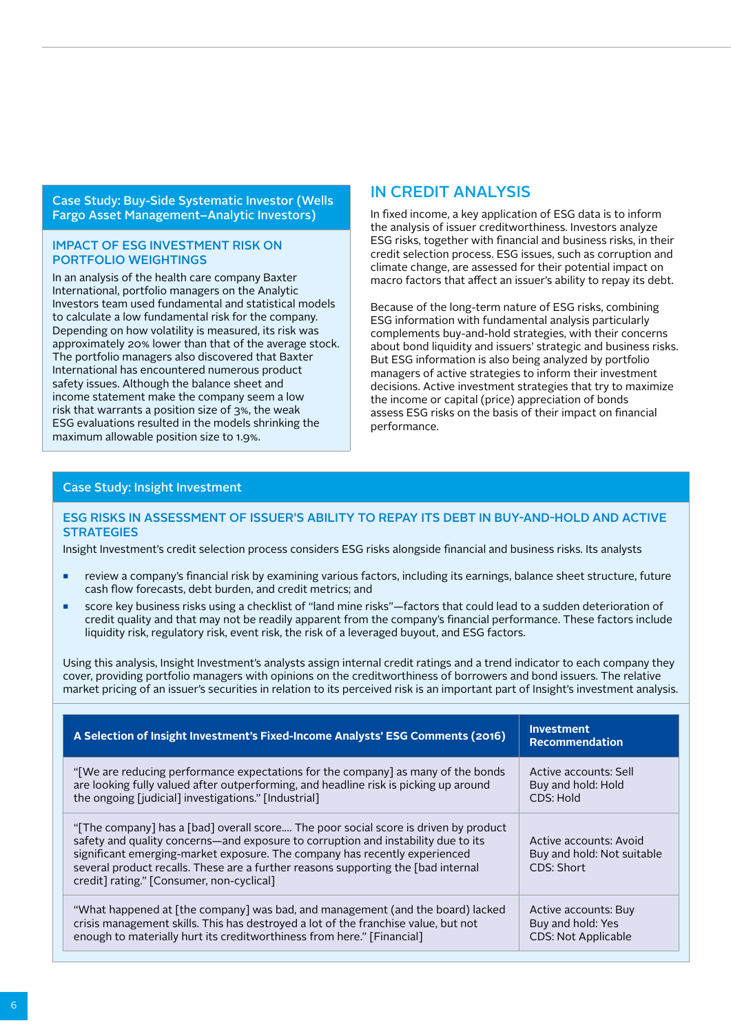### Case Study: Buy-Side Systematic Investor (Wells Fargo Asset Management–Analytic Investors)

#### IMPACT OF ESG INVESTMENT RISK ON PORTFOLIO WEIGHTINGS

In an analysis of the health care company Baxter International, portfolio managers on the Analytic Investors team used fundamental and statistical models to calculate a low fundamental risk for the company. Depending on how volatility is measured, its risk was approximately 20% lower than that of the average stock. The portfolio managers also discovered that Baxter International has encountered numerous product safety issues. Although the balance sheet and income statement make the company seem a low risk that warrants a position size of 3%, the weak ESG evaluations resulted in the models shrinking the maximum allowable position size to 1.9%.

## IN CREDIT ANALYSIS

In fixed income, a key application of ESG data is to inform the analysis of issuer creditworthiness. Investors analyze ESG risks, together with financial and business risks, in their credit selection process. ESG issues, such as corruption and climate change, are assessed for their potential impact on macro factors that affect an issuer's ability to repay its debt.

Because of the long-term nature of ESG risks, combining ESG information with fundamental analysis particularly complements buy-and-hold strategies, with their concerns about bond liquidity and issuers' strategic and business risks. But ESG information is also being analyzed by portfolio managers of active strategies to inform their investment decisions. Active investment strategies that try to maximize the income or capital (price) appreciation of bonds assess ESG risks on the basis of their impact on financial performance.

### Case Study: Insight Investment

#### ESG RISKS IN ASSESSMENT OF ISSUER'S ABILITY TO REPAY ITS DEBT IN BUY-AND-HOLD AND ACTIVE STRATEGIES

Insight Investment's credit selection process considers ESG risks alongside financial and business risks. Its analysts

- review a company's financial risk by examining various factors, including its earnings, balance sheet structure, future cash flow forecasts, debt burden, and credit metrics; and
- score key business risks using a checklist of "land mine risks"—factors that could lead to a sudden deterioration of credit quality and that may not be readily apparent from the company's financial performance. These factors include liquidity risk, regulatory risk, event risk, the risk of a leveraged buyout, and ESG factors.

Using this analysis, Insight Investment's analysts assign internal credit ratings and a trend indicator to each company they cover, providing portfolio managers with opinions on the creditworthiness of borrowers and bond issuers. The relative market pricing of an issuer's securities in relation to its perceived risk is an important part of Insight's investment analysis.

| A Selection of Insight Investment's Fixed-Income Analysts' ESG Comments (2016) | Investment Recommendation |
|---|---|
| "[We are reducing performance expectations for the company] as many of the bonds are looking fully valued after outperforming, and headline risk is picking up around the ongoing [judicial] investigations." [Industrial] | Active accounts: Sell<br>Buy and hold: Hold<br>CDS: Hold |
| "[The company] has a [bad] overall score.... The poor social score is driven by product safety and quality concerns—and exposure to corruption and instability due to its significant emerging-market exposure. The company has recently experienced several product recalls. These are a further reasons supporting the [bad internal credit] rating." [Consumer, non-cyclical] | Active accounts: Avoid<br>Buy and hold: Not suitable<br>CDS: Short |
| "What happened at [the company] was bad, and management (and the board) lacked crisis management skills. This has destroyed a lot of the franchise value, but not enough to materially hurt its creditworthiness from here." [Financial] | Active accounts: Buy<br>Buy and hold: Yes<br>CDS: Not Applicable |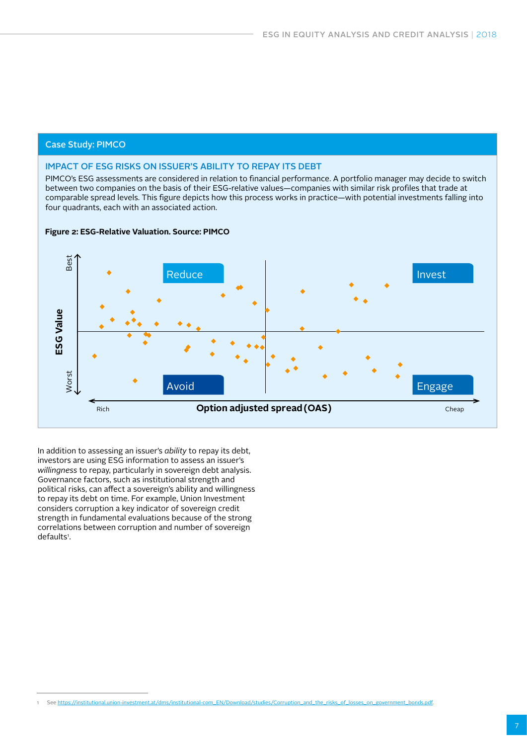## Case Study: PIMCO

### IMPACT OF ESG RISKS ON ISSUER'S ABILITY TO REPAY ITS DEBT

PIMCO's ESG assessments are considered in relation to financial performance. A portfolio manager may decide to switch between two companies on the basis of their ESG-relative values—companies with similar risk profiles that trade at comparable spread levels. This figure depicts how this process works in practice—with potential investments falling into four quadrants, each with an associated action.

**Figure 2: ESG-Relative Valuation. Source: PIMCO**

In addition to assessing an issuer's *ability* to repay its debt, investors are using ESG information to assess an issuer's *willingness* to repay, particularly in sovereign debt analysis. Governance factors, such as institutional strength and political risks, can affect a sovereign's ability and willingness to repay its debt on time. For example, Union Investment considers corruption a key indicator of sovereign credit strength in fundamental evaluations because of the strong correlations between corruption and number of sovereign defaults[1].

[1] See https://institutional.union-investment.at/dms/institutional-com_EN/Download/studies/Corruption_and_the_risks_of_losses_on_government_bonds.pdf.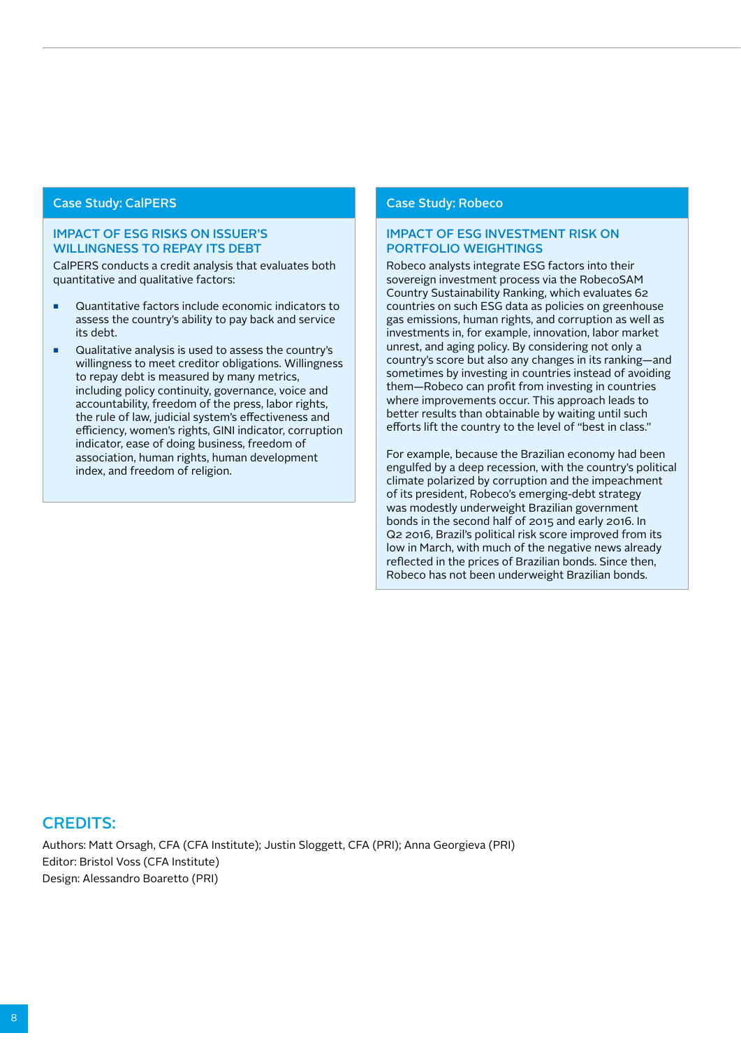### Case Study: CalPERS

#### IMPACT OF ESG RISKS ON ISSUER'S WILLINGNESS TO REPAY ITS DEBT

CalPERS conducts a credit analysis that evaluates both quantitative and qualitative factors:

- Quantitative factors include economic indicators to assess the country's ability to pay back and service its debt.
- Qualitative analysis is used to assess the country's willingness to meet creditor obligations. Willingness to repay debt is measured by many metrics, including policy continuity, governance, voice and accountability, freedom of the press, labor rights, the rule of law, judicial system's effectiveness and efficiency, women's rights, GINI indicator, corruption indicator, ease of doing business, freedom of association, human rights, human development index, and freedom of religion.

### Case Study: Robeco

#### IMPACT OF ESG INVESTMENT RISK ON PORTFOLIO WEIGHTINGS

Robeco analysts integrate ESG factors into their sovereign investment process via the RobecoSAM Country Sustainability Ranking, which evaluates 62 countries on such ESG data as policies on greenhouse gas emissions, human rights, and corruption as well as investments in, for example, innovation, labor market unrest, and aging policy. By considering not only a country's score but also any changes in its ranking—and sometimes by investing in countries instead of avoiding them—Robeco can profit from investing in countries where improvements occur. This approach leads to better results than obtainable by waiting until such efforts lift the country to the level of "best in class."

For example, because the Brazilian economy had been engulfed by a deep recession, with the country's political climate polarized by corruption and the impeachment of its president, Robeco's emerging-debt strategy was modestly underweight Brazilian government bonds in the second half of 2015 and early 2016. In Q2 2016, Brazil's political risk score improved from its low in March, with much of the negative news already reflected in the prices of Brazilian bonds. Since then, Robeco has not been underweight Brazilian bonds.

## CREDITS:

Authors: Matt Orsagh, CFA (CFA Institute); Justin Sloggett, CFA (PRI); Anna Georgieva (PRI)
Editor: Bristol Voss (CFA Institute)
Design: Alessandro Boaretto (PRI)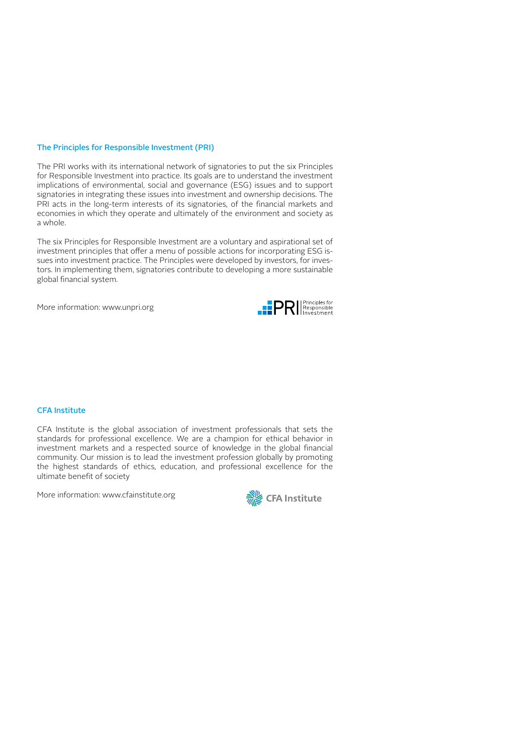### The Principles for Responsible Investment (PRI)

The PRI works with its international network of signatories to put the six Principles for Responsible Investment into practice. Its goals are to understand the investment implications of environmental, social and governance (ESG) issues and to support signatories in integrating these issues into investment and ownership decisions. The PRI acts in the long-term interests of its signatories, of the financial markets and economies in which they operate and ultimately of the environment and society as a whole.

The six Principles for Responsible Investment are a voluntary and aspirational set of investment principles that offer a menu of possible actions for incorporating ESG issues into investment practice. The Principles were developed by investors, for investors. In implementing them, signatories contribute to developing a more sustainable global financial system.

More information: www.unpri.org

### CFA Institute

CFA Institute is the global association of investment professionals that sets the standards for professional excellence. We are a champion for ethical behavior in investment markets and a respected source of knowledge in the global financial community. Our mission is to lead the investment profession globally by promoting the highest standards of ethics, education, and professional excellence for the ultimate benefit of society

More information: www.cfainstitute.org